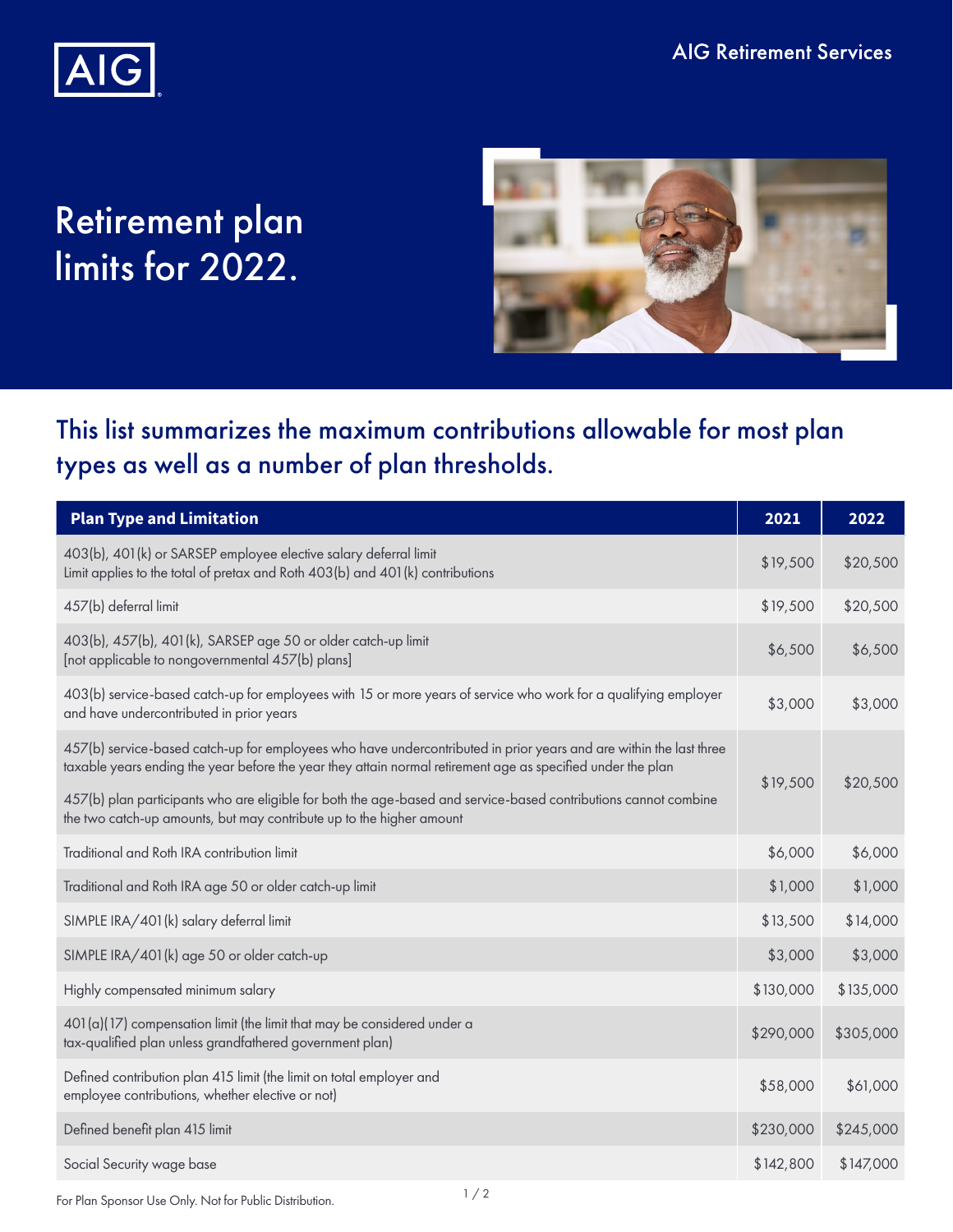AIG Retirement Services

# Retirement plan limits for 2022.

## This list summarizes the maximum contributions allowable for most plan types as well as a number of plan thresholds.

| Plan Type and Limitation | 2021 | 2022 |
|---|---|---|
| 403(b), 401(k) or SARSEP employee elective salary deferral limit<br>Limit applies to the total of pretax and Roth 403(b) and 401(k) contributions | $19,500 | $20,500 |
| 457(b) deferral limit | $19,500 | $20,500 |
| 403(b), 457(b), 401(k), SARSEP age 50 or older catch-up limit<br>[not applicable to nongovernmental 457(b) plans] | $6,500 | $6,500 |
| 403(b) service-based catch-up for employees with 15 or more years of service who work for a qualifying employer and have undercontributed in prior years | $3,000 | $3,000 |
| 457(b) service-based catch-up for employees who have undercontributed in prior years and are within the last three taxable years ending the year before the year they attain normal retirement age as specified under the plan<br>457(b) plan participants who are eligible for both the age-based and service-based contributions cannot combine the two catch-up amounts, but may contribute up to the higher amount | $19,500 | $20,500 |
| Traditional and Roth IRA contribution limit | $6,000 | $6,000 |
| Traditional and Roth IRA age 50 or older catch-up limit | $1,000 | $1,000 |
| SIMPLE IRA/401(k) salary deferral limit | $13,500 | $14,000 |
| SIMPLE IRA/401(k) age 50 or older catch-up | $3,000 | $3,000 |
| Highly compensated minimum salary | $130,000 | $135,000 |
| 401(a)(17) compensation limit (the limit that may be considered under a tax-qualified plan unless grandfathered government plan) | $290,000 | $305,000 |
| Defined contribution plan 415 limit (the limit on total employer and employee contributions, whether elective or not) | $58,000 | $61,000 |
| Defined benefit plan 415 limit | $230,000 | $245,000 |
| Social Security wage base | $142,800 | $147,000 |

For Plan Sponsor Use Only. Not for Public Distribution.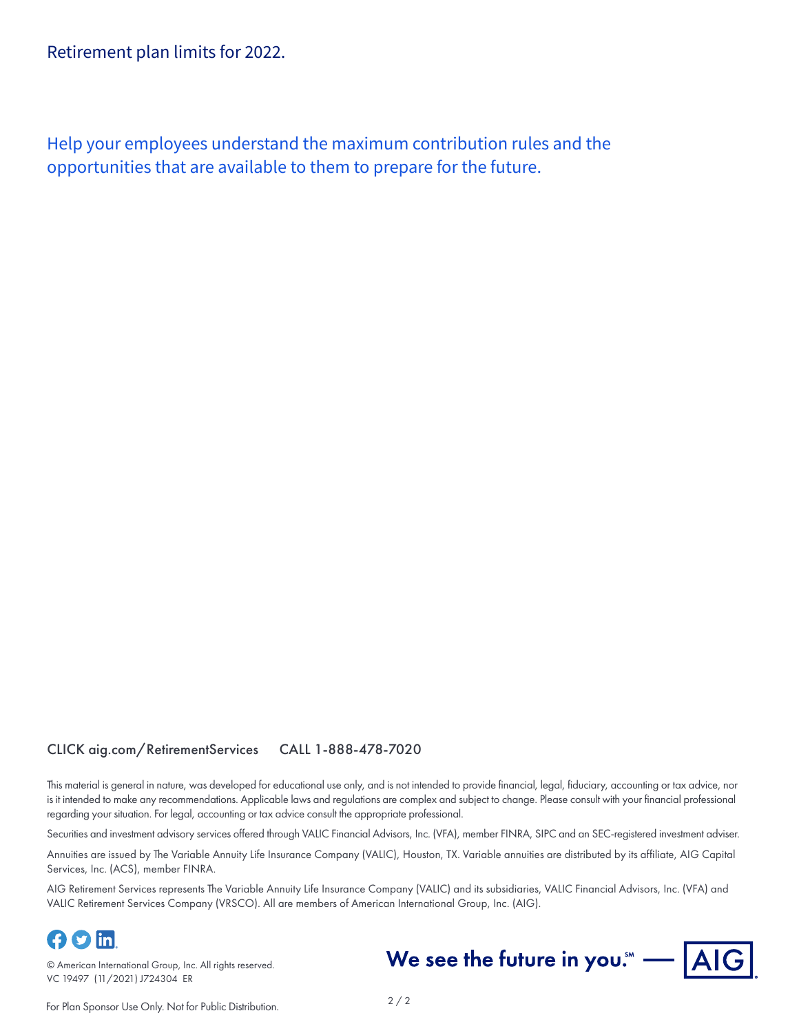Retirement plan limits for 2022.

Help your employees understand the maximum contribution rules and the opportunities that are available to them to prepare for the future.

CLICK aig.com/RetirementServices    CALL 1-888-478-7020

This material is general in nature, was developed for educational use only, and is not intended to provide financial, legal, fiduciary, accounting or tax advice, nor is it intended to make any recommendations. Applicable laws and regulations are complex and subject to change. Please consult with your financial professional regarding your situation. For legal, accounting or tax advice consult the appropriate professional.

Securities and investment advisory services offered through VALIC Financial Advisors, Inc. (VFA), member FINRA, SIPC and an SEC-registered investment adviser.

Annuities are issued by The Variable Annuity Life Insurance Company (VALIC), Houston, TX. Variable annuities are distributed by its affiliate, AIG Capital Services, Inc. (ACS), member FINRA.

AIG Retirement Services represents The Variable Annuity Life Insurance Company (VALIC) and its subsidiaries, VALIC Financial Advisors, Inc. (VFA) and VALIC Retirement Services Company (VRSCO). All are members of American International Group, Inc. (AIG).

© American International Group, Inc. All rights reserved.
VC 19497 (11/2021) J724304 ER

We see the future in you.℠ — AIG

For Plan Sponsor Use Only. Not for Public Distribution.